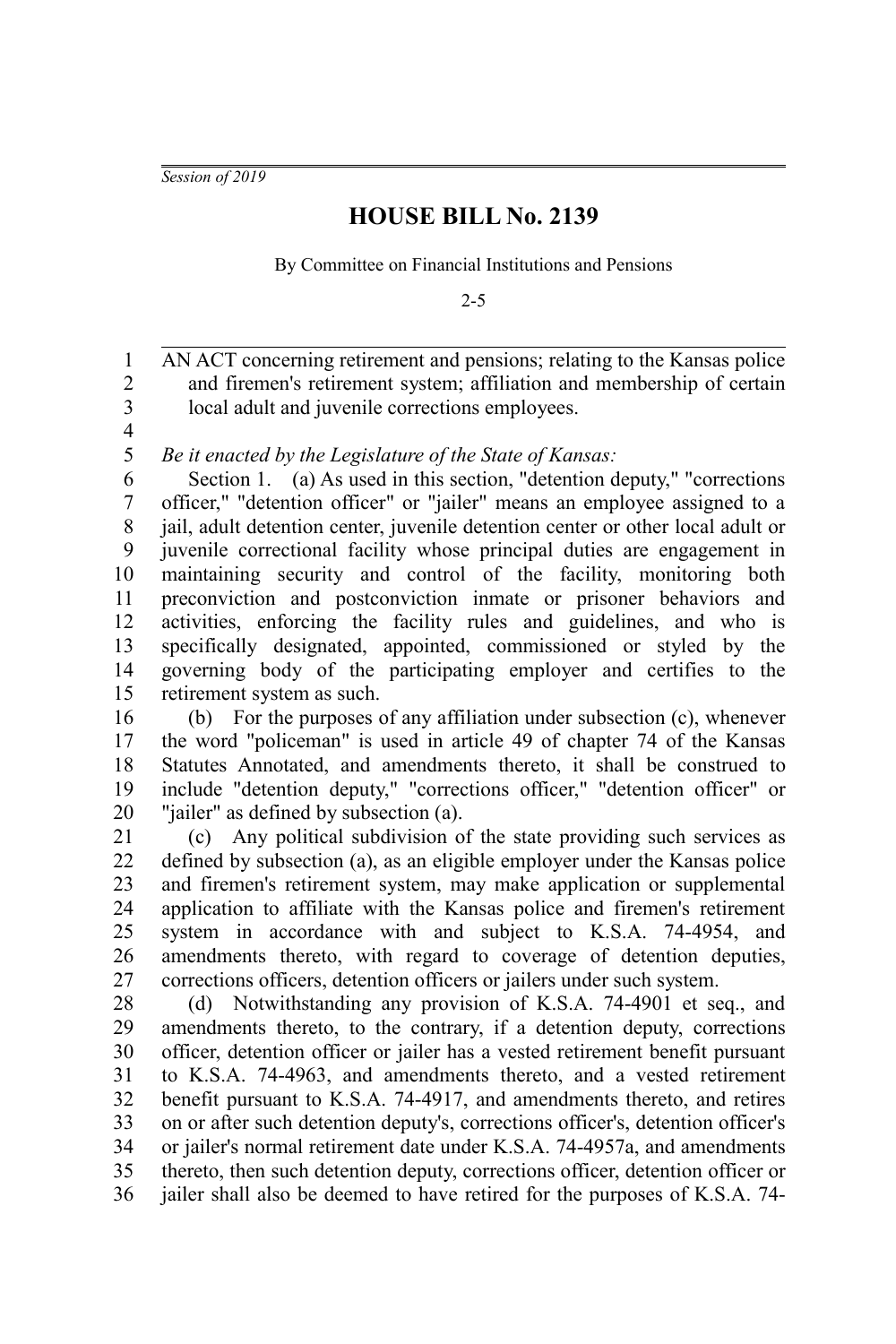*Session of 2019*

# HOUSE BILL No. 2139

By Committee on Financial Institutions and Pensions

2-5

AN ACT concerning retirement and pensions; relating to the Kansas police and firemen's retirement system; affiliation and membership of certain local adult and juvenile corrections employees.

*Be it enacted by the Legislature of the State of Kansas:*

Section 1. (a) As used in this section, "detention deputy," "corrections officer," "detention officer" or "jailer" means an employee assigned to a jail, adult detention center, juvenile detention center or other local adult or juvenile correctional facility whose principal duties are engagement in maintaining security and control of the facility, monitoring both preconviction and postconviction inmate or prisoner behaviors and activities, enforcing the facility rules and guidelines, and who is specifically designated, appointed, commissioned or styled by the governing body of the participating employer and certifies to the retirement system as such.

(b) For the purposes of any affiliation under subsection (c), whenever the word "policeman" is used in article 49 of chapter 74 of the Kansas Statutes Annotated, and amendments thereto, it shall be construed to include "detention deputy," "corrections officer," "detention officer" or "jailer" as defined by subsection (a).

(c) Any political subdivision of the state providing such services as defined by subsection (a), as an eligible employer under the Kansas police and firemen's retirement system, may make application or supplemental application to affiliate with the Kansas police and firemen's retirement system in accordance with and subject to K.S.A. 74-4954, and amendments thereto, with regard to coverage of detention deputies, corrections officers, detention officers or jailers under such system.

(d) Notwithstanding any provision of K.S.A. 74-4901 et seq., and amendments thereto, to the contrary, if a detention deputy, corrections officer, detention officer or jailer has a vested retirement benefit pursuant to K.S.A. 74-4963, and amendments thereto, and a vested retirement benefit pursuant to K.S.A. 74-4917, and amendments thereto, and retires on or after such detention deputy's, corrections officer's, detention officer's or jailer's normal retirement date under K.S.A. 74-4957a, and amendments thereto, then such detention deputy, corrections officer, detention officer or jailer shall also be deemed to have retired for the purposes of K.S.A. 74-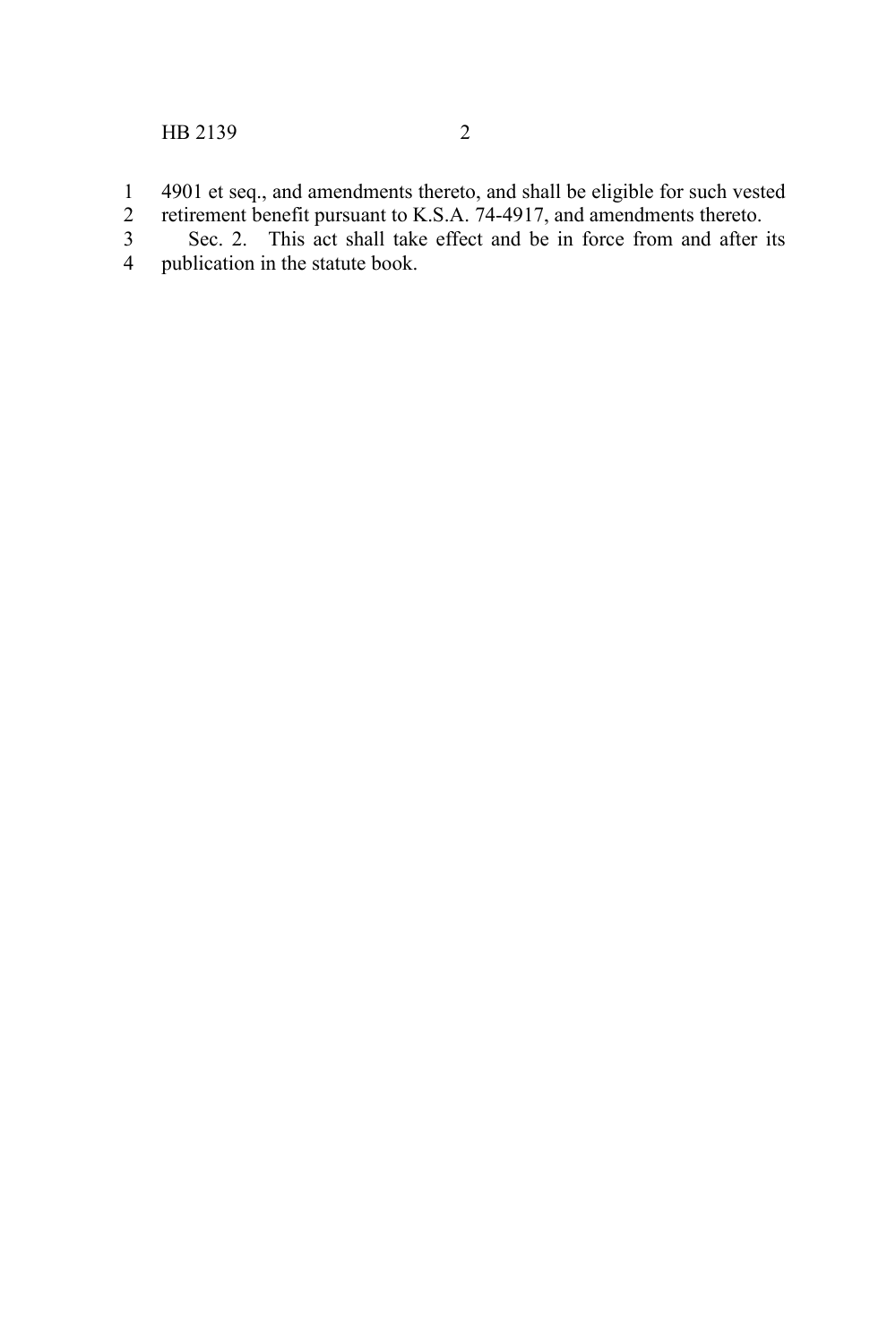4901 et seq., and amendments thereto, and shall be eligible for such vested retirement benefit pursuant to K.S.A. 74-4917, and amendments thereto.

Sec. 2. This act shall take effect and be in force from and after its publication in the statute book.